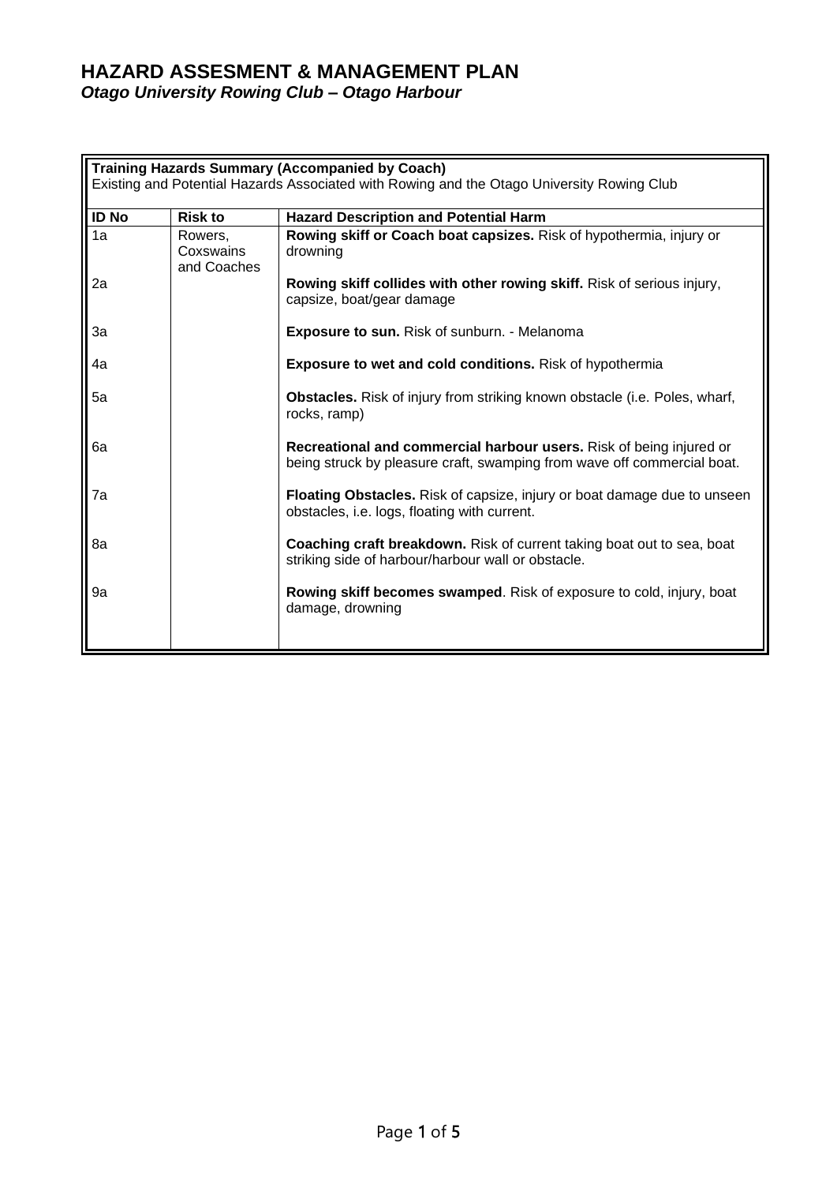# HAZARD ASSESMENT & MANAGEMENT PLAN

***Otago University Rowing Club – Otago Harbour***

**Training Hazards Summary (Accompanied by Coach)**

Existing and Potential Hazards Associated with Rowing and the Otago University Rowing Club

| ID No | Risk to | Hazard Description and Potential Harm |
|---|---|---|
| 1a | Rowers, Coxswains and Coaches | **Rowing skiff or Coach boat capsizes.** Risk of hypothermia, injury or drowning |
| 2a | | **Rowing skiff collides with other rowing skiff.** Risk of serious injury, capsize, boat/gear damage |
| 3a | | **Exposure to sun.** Risk of sunburn. - Melanoma |
| 4a | | **Exposure to wet and cold conditions.** Risk of hypothermia |
| 5a | | **Obstacles.** Risk of injury from striking known obstacle (i.e. Poles, wharf, rocks, ramp) |
| 6a | | **Recreational and commercial harbour users.** Risk of being injured or being struck by pleasure craft, swamping from wave off commercial boat. |
| 7a | | **Floating Obstacles.** Risk of capsize, injury or boat damage due to unseen obstacles, i.e. logs, floating with current. |
| 8a | | **Coaching craft breakdown.** Risk of current taking boat out to sea, boat striking side of harbour/harbour wall or obstacle. |
| 9a | | **Rowing skiff becomes swamped**. Risk of exposure to cold, injury, boat damage, drowning |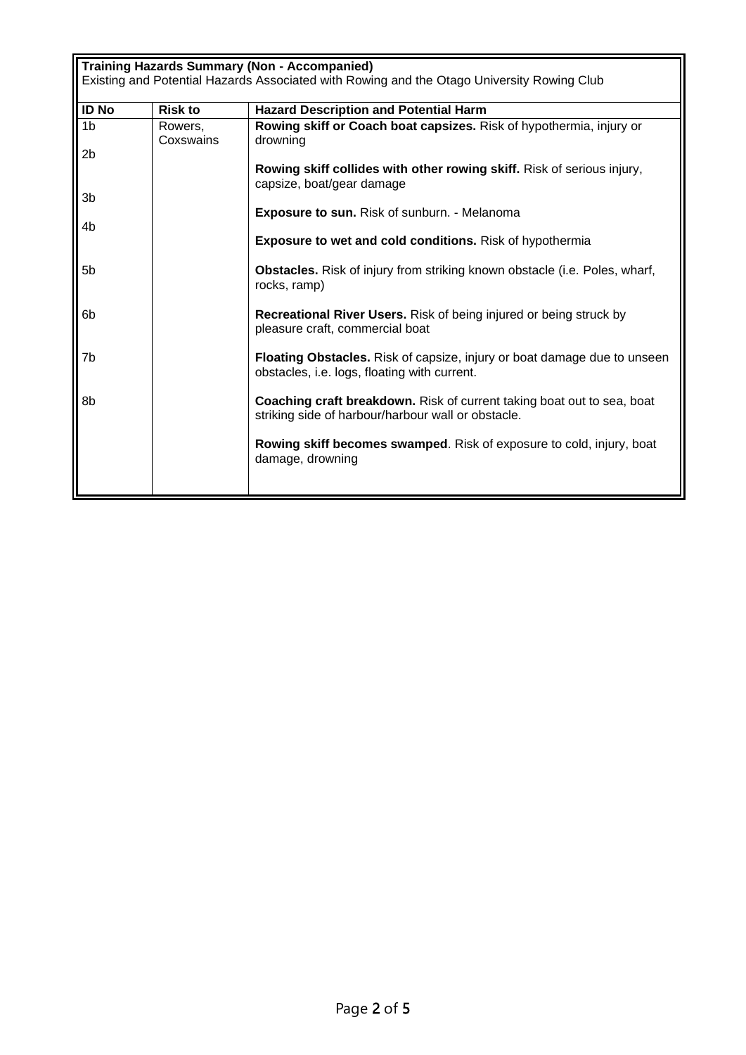**Training Hazards Summary (Non - Accompanied)**

Existing and Potential Hazards Associated with Rowing and the Otago University Rowing Club

| ID No | Risk to | Hazard Description and Potential Harm |
|---|---|---|
| 1b | Rowers, Coxswains | **Rowing skiff or Coach boat capsizes.** Risk of hypothermia, injury or drowning |
| 2b | | **Rowing skiff collides with other rowing skiff.** Risk of serious injury, capsize, boat/gear damage |
| 3b | | **Exposure to sun.** Risk of sunburn. - Melanoma |
| 4b | | **Exposure to wet and cold conditions.** Risk of hypothermia |
| 5b | | **Obstacles.** Risk of injury from striking known obstacle (i.e. Poles, wharf, rocks, ramp) |
| 6b | | **Recreational River Users.** Risk of being injured or being struck by pleasure craft, commercial boat |
| 7b | | **Floating Obstacles.** Risk of capsize, injury or boat damage due to unseen obstacles, i.e. logs, floating with current. |
| 8b | | **Coaching craft breakdown.** Risk of current taking boat out to sea, boat striking side of harbour/harbour wall or obstacle. |
| | | **Rowing skiff becomes swamped**. Risk of exposure to cold, injury, boat damage, drowning |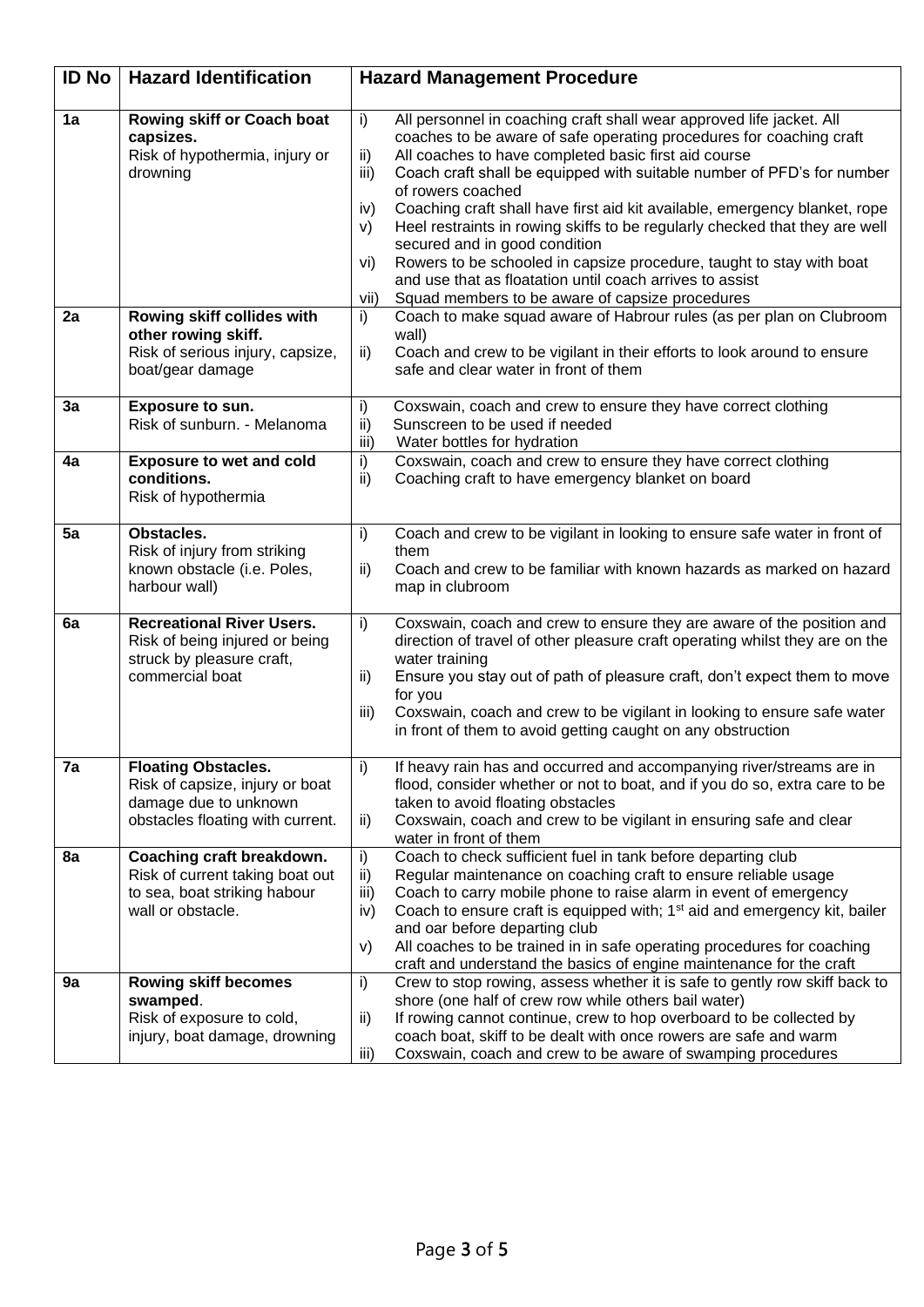| ID No | Hazard Identification | Hazard Management Procedure |
| --- | --- | --- |
| 1a | **Rowing skiff or Coach boat capsizes.**<br>Risk of hypothermia, injury or drowning | i) All personnel in coaching craft shall wear approved life jacket. All coaches to be aware of safe operating procedures for coaching craft<br>ii) All coaches to have completed basic first aid course<br>iii) Coach craft shall be equipped with suitable number of PFD's for number of rowers coached<br>iv) Coaching craft shall have first aid kit available, emergency blanket, rope<br>v) Heel restraints in rowing skiffs to be regularly checked that they are well secured and in good condition<br>vi) Rowers to be schooled in capsize procedure, taught to stay with boat and use that as floatation until coach arrives to assist<br>vii) Squad members to be aware of capsize procedures |
| 2a | **Rowing skiff collides with other rowing skiff.**<br>Risk of serious injury, capsize, boat/gear damage | i) Coach to make squad aware of Habrour rules (as per plan on Clubroom wall)<br>ii) Coach and crew to be vigilant in their efforts to look around to ensure safe and clear water in front of them |
| 3a | **Exposure to sun.**<br>Risk of sunburn. - Melanoma | i) Coxswain, coach and crew to ensure they have correct clothing<br>ii) Sunscreen to be used if needed<br>iii) Water bottles for hydration |
| 4a | **Exposure to wet and cold conditions.**<br>Risk of hypothermia | i) Coxswain, coach and crew to ensure they have correct clothing<br>ii) Coaching craft to have emergency blanket on board |
| 5a | **Obstacles.**<br>Risk of injury from striking known obstacle (i.e. Poles, harbour wall) | i) Coach and crew to be vigilant in looking to ensure safe water in front of them<br>ii) Coach and crew to be familiar with known hazards as marked on hazard map in clubroom |
| 6a | **Recreational River Users.**<br>Risk of being injured or being struck by pleasure craft, commercial boat | i) Coxswain, coach and crew to ensure they are aware of the position and direction of travel of other pleasure craft operating whilst they are on the water training<br>ii) Ensure you stay out of path of pleasure craft, don't expect them to move for you<br>iii) Coxswain, coach and crew to be vigilant in looking to ensure safe water in front of them to avoid getting caught on any obstruction |
| 7a | **Floating Obstacles.**<br>Risk of capsize, injury or boat damage due to unknown obstacles floating with current. | i) If heavy rain has and occurred and accompanying river/streams are in flood, consider whether or not to boat, and if you do so, extra care to be taken to avoid floating obstacles<br>ii) Coxswain, coach and crew to be vigilant in ensuring safe and clear water in front of them |
| 8a | **Coaching craft breakdown.**<br>Risk of current taking boat out to sea, boat striking habour wall or obstacle. | i) Coach to check sufficient fuel in tank before departing club<br>ii) Regular maintenance on coaching craft to ensure reliable usage<br>iii) Coach to carry mobile phone to raise alarm in event of emergency<br>iv) Coach to ensure craft is equipped with; 1st aid and emergency kit, bailer and oar before departing club<br>v) All coaches to be trained in in safe operating procedures for coaching craft and understand the basics of engine maintenance for the craft |
| 9a | **Rowing skiff becomes swamped.**<br>Risk of exposure to cold, injury, boat damage, drowning | i) Crew to stop rowing, assess whether it is safe to gently row skiff back to shore (one half of crew row while others bail water)<br>ii) If rowing cannot continue, crew to hop overboard to be collected by coach boat, skiff to be dealt with once rowers are safe and warm<br>iii) Coxswain, coach and crew to be aware of swamping procedures |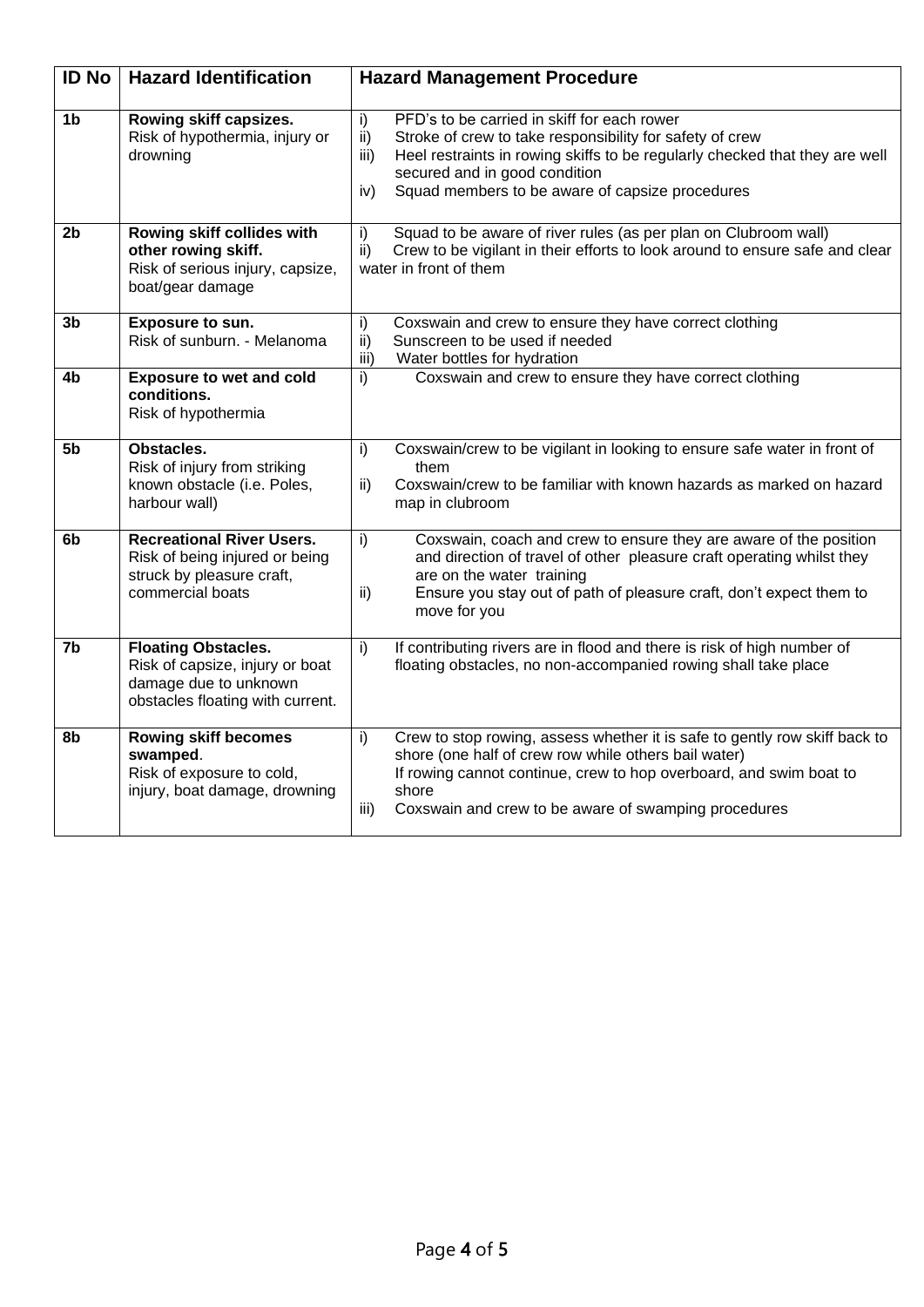| ID No | Hazard Identification | Hazard Management Procedure |
|---|---|---|
| 1b | **Rowing skiff capsizes.** Risk of hypothermia, injury or drowning | i) PFD's to be carried in skiff for each rower<br>ii) Stroke of crew to take responsibility for safety of crew<br>iii) Heel restraints in rowing skiffs to be regularly checked that they are well secured and in good condition<br>iv) Squad members to be aware of capsize procedures |
| 2b | **Rowing skiff collides with other rowing skiff.** Risk of serious injury, capsize, boat/gear damage | i) Squad to be aware of river rules (as per plan on Clubroom wall)<br>ii) Crew to be vigilant in their efforts to look around to ensure safe and clear water in front of them |
| 3b | **Exposure to sun.** Risk of sunburn. - Melanoma | i) Coxswain and crew to ensure they have correct clothing<br>ii) Sunscreen to be used if needed<br>iii) Water bottles for hydration |
| 4b | **Exposure to wet and cold conditions.** Risk of hypothermia | i) Coxswain and crew to ensure they have correct clothing |
| 5b | **Obstacles.** Risk of injury from striking known obstacle (i.e. Poles, harbour wall) | i) Coxswain/crew to be vigilant in looking to ensure safe water in front of them<br>ii) Coxswain/crew to be familiar with known hazards as marked on hazard map in clubroom |
| 6b | **Recreational River Users.** Risk of being injured or being struck by pleasure craft, commercial boats | i) Coxswain, coach and crew to ensure they are aware of the position and direction of travel of other pleasure craft operating whilst they are on the water training<br>ii) Ensure you stay out of path of pleasure craft, don't expect them to move for you |
| 7b | **Floating Obstacles.** Risk of capsize, injury or boat damage due to unknown obstacles floating with current. | i) If contributing rivers are in flood and there is risk of high number of floating obstacles, no non-accompanied rowing shall take place |
| 8b | **Rowing skiff becomes swamped.** Risk of exposure to cold, injury, boat damage, drowning | i) Crew to stop rowing, assess whether it is safe to gently row skiff back to shore (one half of crew row while others bail water)<br>If rowing cannot continue, crew to hop overboard, and swim boat to shore<br>iii) Coxswain and crew to be aware of swamping procedures |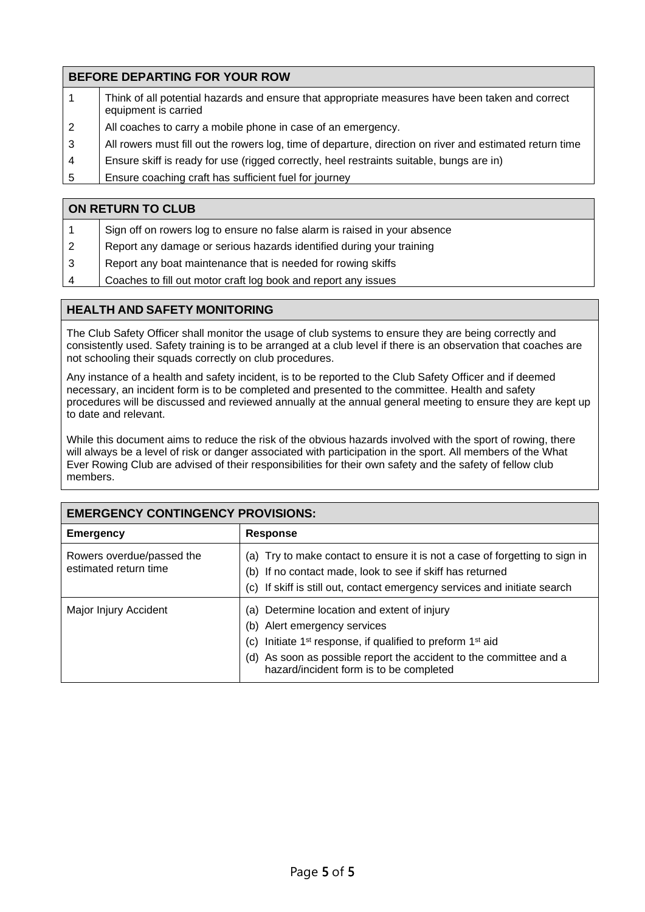| BEFORE DEPARTING FOR YOUR ROW | |
|---|---|
| 1 | Think of all potential hazards and ensure that appropriate measures have been taken and correct equipment is carried |
| 2 | All coaches to carry a mobile phone in case of an emergency. |
| 3 | All rowers must fill out the rowers log, time of departure, direction on river and estimated return time |
| 4 | Ensure skiff is ready for use (rigged correctly, heel restraints suitable, bungs are in) |
| 5 | Ensure coaching craft has sufficient fuel for journey |

| ON RETURN TO CLUB | |
|---|---|
| 1 | Sign off on rowers log to ensure no false alarm is raised in your absence |
| 2 | Report any damage or serious hazards identified during your training |
| 3 | Report any boat maintenance that is needed for rowing skiffs |
| 4 | Coaches to fill out motor craft log book and report any issues |

## HEALTH AND SAFETY MONITORING

The Club Safety Officer shall monitor the usage of club systems to ensure they are being correctly and consistently used. Safety training is to be arranged at a club level if there is an observation that coaches are not schooling their squads correctly on club procedures.

Any instance of a health and safety incident, is to be reported to the Club Safety Officer and if deemed necessary, an incident form is to be completed and presented to the committee. Health and safety procedures will be discussed and reviewed annually at the annual general meeting to ensure they are kept up to date and relevant.

While this document aims to reduce the risk of the obvious hazards involved with the sport of rowing, there will always be a level of risk or danger associated with participation in the sport. All members of the What Ever Rowing Club are advised of their responsibilities for their own safety and the safety of fellow club members.

## EMERGENCY CONTINGENCY PROVISIONS:

| Emergency | Response |
|---|---|
| Rowers overdue/passed the estimated return time | (a) Try to make contact to ensure it is not a case of forgetting to sign in<br>(b) If no contact made, look to see if skiff has returned<br>(c) If skiff is still out, contact emergency services and initiate search |
| Major Injury Accident | (a) Determine location and extent of injury<br>(b) Alert emergency services<br>(c) Initiate 1st response, if qualified to preform 1st aid<br>(d) As soon as possible report the accident to the committee and a hazard/incident form is to be completed |